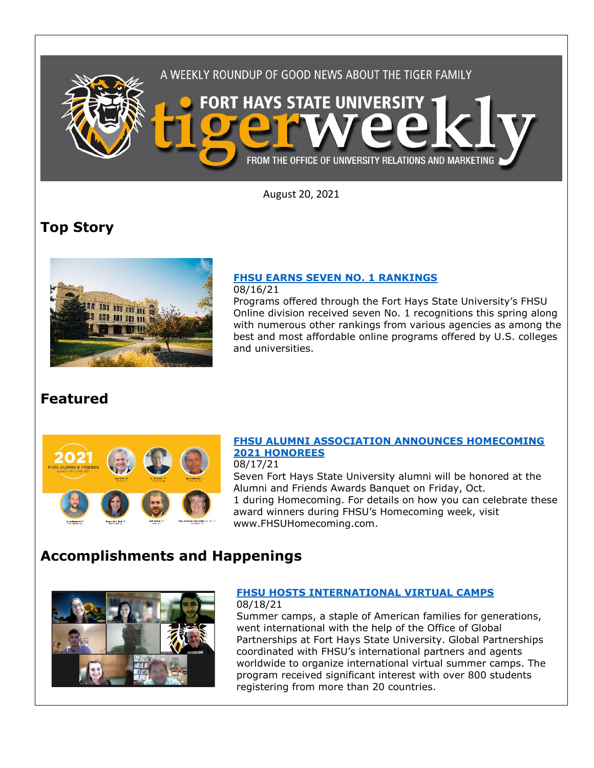A WEEKLY ROUNDUP OF GOOD NEWS ABOUT THE TIGER FAMILY

FORT HAYS STATE UNIVERSITY tigerweekly

FROM THE OFFICE OF UNIVERSITY RELATIONS AND MARKETING

August 20, 2021

## Top Story

### FHSU EARNS SEVEN NO. 1 RANKINGS

08/16/21

Programs offered through the Fort Hays State University's FHSU Online division received seven No. 1 recognitions this spring along with numerous other rankings from various agencies as among the best and most affordable online programs offered by U.S. colleges and universities.

## Featured

### FHSU ALUMNI ASSOCIATION ANNOUNCES HOMECOMING 2021 HONOREES

08/17/21

Seven Fort Hays State University alumni will be honored at the Alumni and Friends Awards Banquet on Friday, Oct. 1 during Homecoming. For details on how you can celebrate these award winners during FHSU's Homecoming week, visit www.FHSUHomecoming.com.

## Accomplishments and Happenings

### FHSU HOSTS INTERNATIONAL VIRTUAL CAMPS

08/18/21

Summer camps, a staple of American families for generations, went international with the help of the Office of Global Partnerships at Fort Hays State University. Global Partnerships coordinated with FHSU's international partners and agents worldwide to organize international virtual summer camps. The program received significant interest with over 800 students registering from more than 20 countries.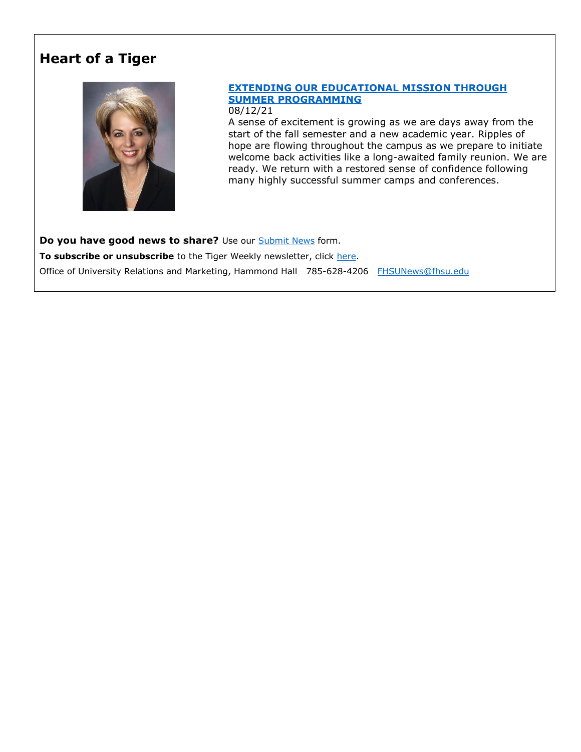## Heart of a Tiger

**[EXTENDING OUR EDUCATIONAL MISSION THROUGH SUMMER PROGRAMMING]**

08/12/21

A sense of excitement is growing as we are days away from the start of the fall semester and a new academic year. Ripples of hope are flowing throughout the campus as we prepare to initiate welcome back activities like a long-awaited family reunion. We are ready. We return with a restored sense of confidence following many highly successful summer camps and conferences.

**Do you have good news to share?** Use our Submit News form.

**To subscribe or unsubscribe** to the Tiger Weekly newsletter, click here.

Office of University Relations and Marketing, Hammond Hall 785-628-4206 FHSUNews@fhsu.edu